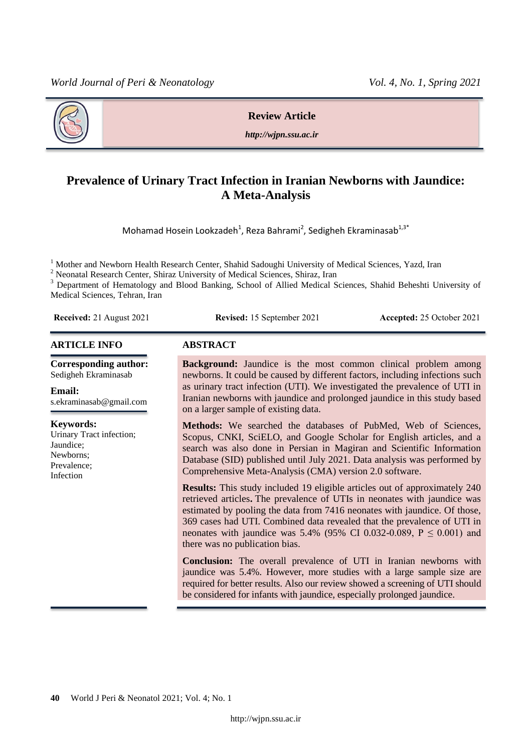**Review Article**

***http://wjpn.ssu.ac.ir***

# Prevalence of Urinary Tract Infection in Iranian Newborns with Jaundice: A Meta-Analysis

Mohamad Hosein Lookzadeh[1], Reza Bahrami[2], Sedigheh Ekraminasab[1,3*]

[1] Mother and Newborn Health Research Center, Shahid Sadoughi University of Medical Sciences, Yazd, Iran
[2] Neonatal Research Center, Shiraz University of Medical Sciences, Shiraz, Iran
[3] Department of Hematology and Blood Banking, School of Allied Medical Sciences, Shahid Beheshti University of Medical Sciences, Tehran, Iran

**Received:** 21 August 2021 **Revised:** 15 September 2021 **Accepted:** 25 October 2021

## ARTICLE INFO

**Corresponding author:**
Sedigheh Ekraminasab

**Email:**
s.ekraminasab@gmail.com

**Keywords:**
Urinary Tract infection;
Jaundice;
Newborns;
Prevalence;
Infection

## ABSTRACT

**Background:** Jaundice is the most common clinical problem among newborns. It could be caused by different factors, including infections such as urinary tract infection (UTI). We investigated the prevalence of UTI in Iranian newborns with jaundice and prolonged jaundice in this study based on a larger sample of existing data.

**Methods:** We searched the databases of PubMed, Web of Sciences, Scopus, CNKI, SciELO, and Google Scholar for English articles, and a search was also done in Persian in Magiran and Scientific Information Database (SID) published until July 2021. Data analysis was performed by Comprehensive Meta-Analysis (CMA) version 2.0 software.

**Results:** This study included 19 eligible articles out of approximately 240 retrieved articles**.** The prevalence of UTIs in neonates with jaundice was estimated by pooling the data from 7416 neonates with jaundice. Of those, 369 cases had UTI. Combined data revealed that the prevalence of UTI in neonates with jaundice was 5.4% (95% CI 0.032-0.089, $P \leq 0.001$) and there was no publication bias.

**Conclusion:** The overall prevalence of UTI in Iranian newborns with jaundice was 5.4%. However, more studies with a large sample size are required for better results. Also our review showed a screening of UTI should be considered for infants with jaundice, especially prolonged jaundice.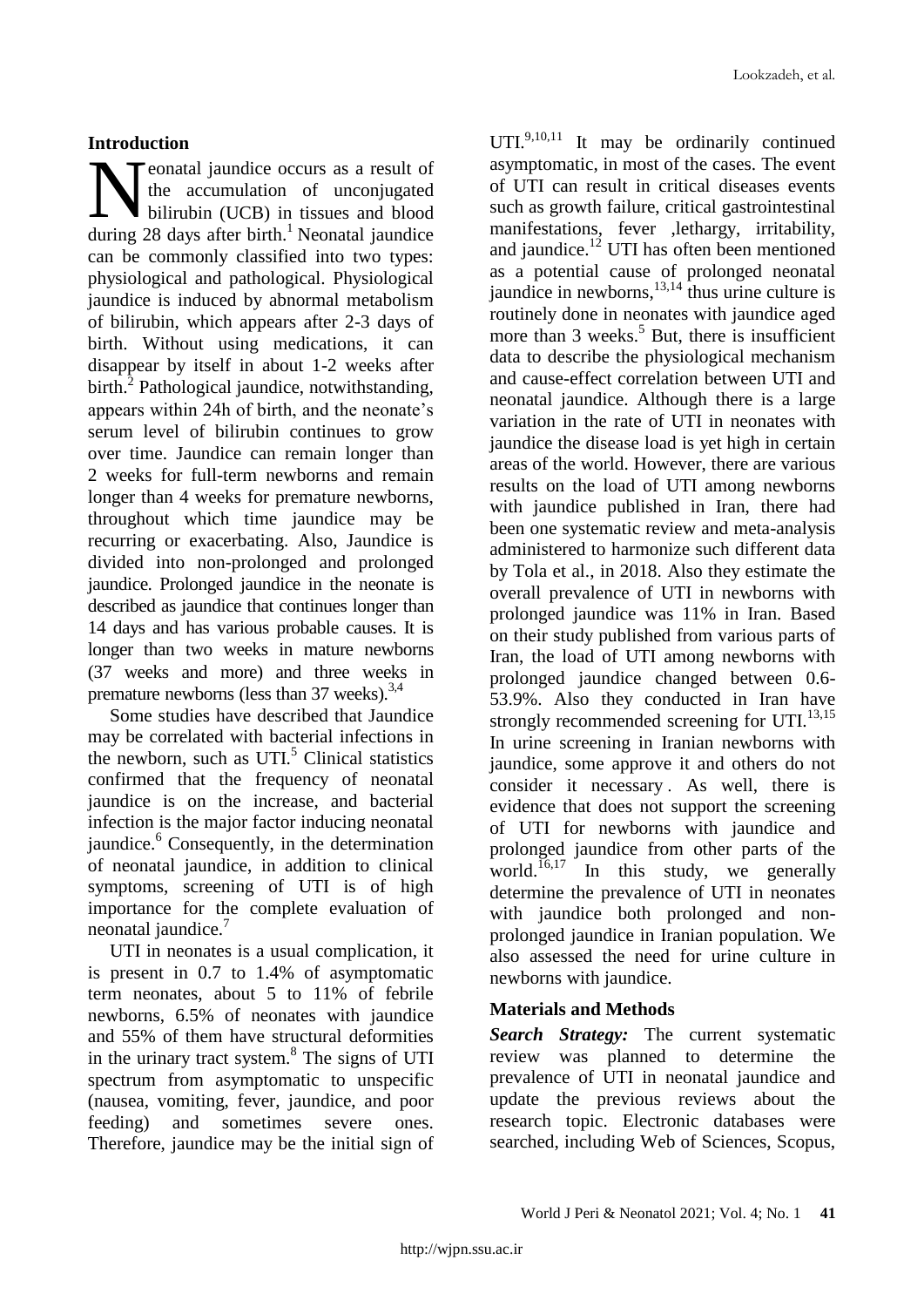## Introduction

Neonatal jaundice occurs as a result of the accumulation of unconjugated bilirubin (UCB) in tissues and blood during 28 days after birth.[1] Neonatal jaundice can be commonly classified into two types: physiological and pathological. Physiological jaundice is induced by abnormal metabolism of bilirubin, which appears after 2-3 days of birth. Without using medications, it can disappear by itself in about 1-2 weeks after birth.[2] Pathological jaundice, notwithstanding, appears within 24h of birth, and the neonate's serum level of bilirubin continues to grow over time. Jaundice can remain longer than 2 weeks for full-term newborns and remain longer than 4 weeks for premature newborns, throughout which time jaundice may be recurring or exacerbating. Also, Jaundice is divided into non-prolonged and prolonged jaundice. Prolonged jaundice in the neonate is described as jaundice that continues longer than 14 days and has various probable causes. It is longer than two weeks in mature newborns (37 weeks and more) and three weeks in premature newborns (less than 37 weeks).[3,4]

Some studies have described that Jaundice may be correlated with bacterial infections in the newborn, such as UTI.[5] Clinical statistics confirmed that the frequency of neonatal jaundice is on the increase, and bacterial infection is the major factor inducing neonatal jaundice.[6] Consequently, in the determination of neonatal jaundice, in addition to clinical symptoms, screening of UTI is of high importance for the complete evaluation of neonatal jaundice.[7]

UTI in neonates is a usual complication, it is present in 0.7 to 1.4% of asymptomatic term neonates, about 5 to 11% of febrile newborns, 6.5% of neonates with jaundice and 55% of them have structural deformities in the urinary tract system.[8] The signs of UTI spectrum from asymptomatic to unspecific (nausea, vomiting, fever, jaundice, and poor feeding) and sometimes severe ones. Therefore, jaundice may be the initial sign of UTI.[9,10,11] It may be ordinarily continued asymptomatic, in most of the cases. The event of UTI can result in critical diseases events such as growth failure, critical gastrointestinal manifestations, fever ,lethargy, irritability, and jaundice.[12] UTI has often been mentioned as a potential cause of prolonged neonatal jaundice in newborns,[13,14] thus urine culture is routinely done in neonates with jaundice aged more than 3 weeks.[5] But, there is insufficient data to describe the physiological mechanism and cause-effect correlation between UTI and neonatal jaundice. Although there is a large variation in the rate of UTI in neonates with jaundice the disease load is yet high in certain areas of the world. However, there are various results on the load of UTI among newborns with jaundice published in Iran, there had been one systematic review and meta-analysis administered to harmonize such different data by Tola et al., in 2018. Also they estimate the overall prevalence of UTI in newborns with prolonged jaundice was 11% in Iran. Based on their study published from various parts of Iran, the load of UTI among newborns with prolonged jaundice changed between 0.6-53.9%. Also they conducted in Iran have strongly recommended screening for UTI.[13,15] In urine screening in Iranian newborns with jaundice, some approve it and others do not consider it necessary. As well, there is evidence that does not support the screening of UTI for newborns with jaundice and prolonged jaundice from other parts of the world.[16,17] In this study, we generally determine the prevalence of UTI in neonates with jaundice both prolonged and non-prolonged jaundice in Iranian population. We also assessed the need for urine culture in newborns with jaundice.

## Materials and Methods

***Search Strategy:*** The current systematic review was planned to determine the prevalence of UTI in neonatal jaundice and update the previous reviews about the research topic. Electronic databases were searched, including Web of Sciences, Scopus,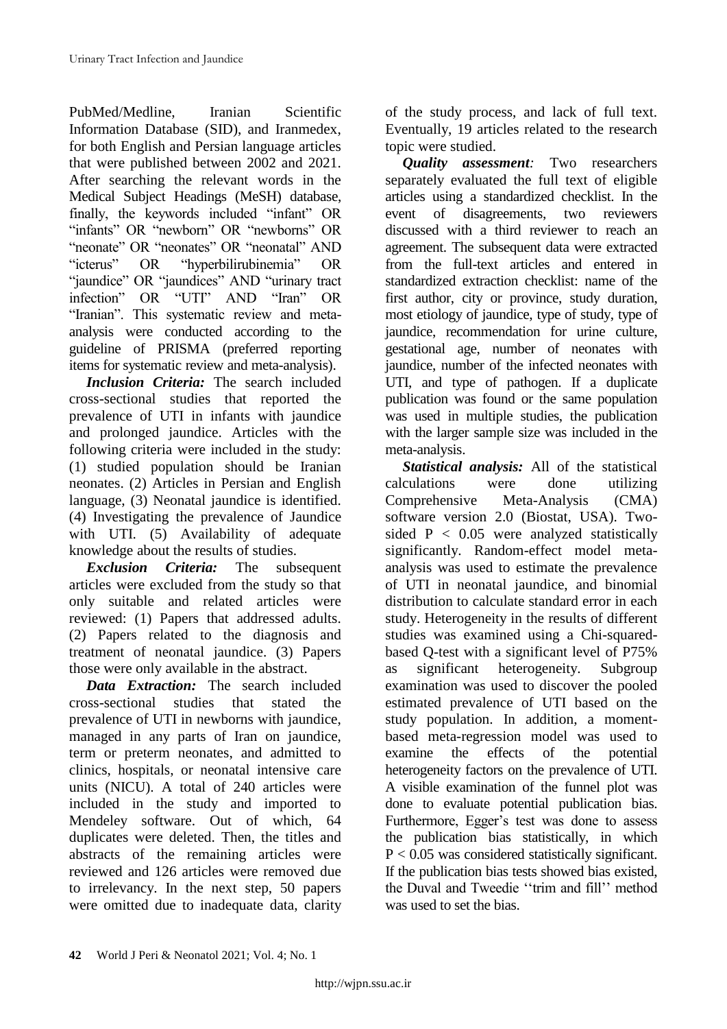PubMed/Medline, Iranian Scientific Information Database (SID), and Iranmedex, for both English and Persian language articles that were published between 2002 and 2021. After searching the relevant words in the Medical Subject Headings (MeSH) database, finally, the keywords included "infant" OR "infants" OR "newborn" OR "newborns" OR "neonate" OR "neonates" OR "neonatal" AND "icterus" OR "hyperbilirubinemia" OR "jaundice" OR "jaundices" AND "urinary tract infection" OR "UTI" AND "Iran" OR "Iranian". This systematic review and meta-analysis were conducted according to the guideline of PRISMA (preferred reporting items for systematic review and meta-analysis).

***Inclusion Criteria:*** The search included cross-sectional studies that reported the prevalence of UTI in infants with jaundice and prolonged jaundice. Articles with the following criteria were included in the study: (1) studied population should be Iranian neonates. (2) Articles in Persian and English language, (3) Neonatal jaundice is identified. (4) Investigating the prevalence of Jaundice with UTI. (5) Availability of adequate knowledge about the results of studies.

***Exclusion Criteria:*** The subsequent articles were excluded from the study so that only suitable and related articles were reviewed: (1) Papers that addressed adults. (2) Papers related to the diagnosis and treatment of neonatal jaundice. (3) Papers those were only available in the abstract.

***Data Extraction:*** The search included cross-sectional studies that stated the prevalence of UTI in newborns with jaundice, managed in any parts of Iran on jaundice, term or preterm neonates, and admitted to clinics, hospitals, or neonatal intensive care units (NICU). A total of 240 articles were included in the study and imported to Mendeley software. Out of which, 64 duplicates were deleted. Then, the titles and abstracts of the remaining articles were reviewed and 126 articles were removed due to irrelevancy. In the next step, 50 papers were omitted due to inadequate data, clarity of the study process, and lack of full text. Eventually, 19 articles related to the research topic were studied.

***Quality assessment:*** Two researchers separately evaluated the full text of eligible articles using a standardized checklist. In the event of disagreements, two reviewers discussed with a third reviewer to reach an agreement. The subsequent data were extracted from the full-text articles and entered in standardized extraction checklist: name of the first author, city or province, study duration, most etiology of jaundice, type of study, type of jaundice, recommendation for urine culture, gestational age, number of neonates with jaundice, number of the infected neonates with UTI, and type of pathogen. If a duplicate publication was found or the same population was used in multiple studies, the publication with the larger sample size was included in the meta-analysis.

***Statistical analysis:*** All of the statistical calculations were done utilizing Comprehensive Meta-Analysis (CMA) software version 2.0 (Biostat, USA). Two-sided $P < 0.05$ were analyzed statistically significantly. Random-effect model meta-analysis was used to estimate the prevalence of UTI in neonatal jaundice, and binomial distribution to calculate standard error in each study. Heterogeneity in the results of different studies was examined using a Chi-squared-based Q-test with a significant level of P75% as significant heterogeneity. Subgroup examination was used to discover the pooled estimated prevalence of UTI based on the study population. In addition, a moment-based meta-regression model was used to examine the effects of the potential heterogeneity factors on the prevalence of UTI. A visible examination of the funnel plot was done to evaluate potential publication bias. Furthermore, Egger's test was done to assess the publication bias statistically, in which $P < 0.05$ was considered statistically significant. If the publication bias tests showed bias existed, the Duval and Tweedie ''trim and fill'' method was used to set the bias.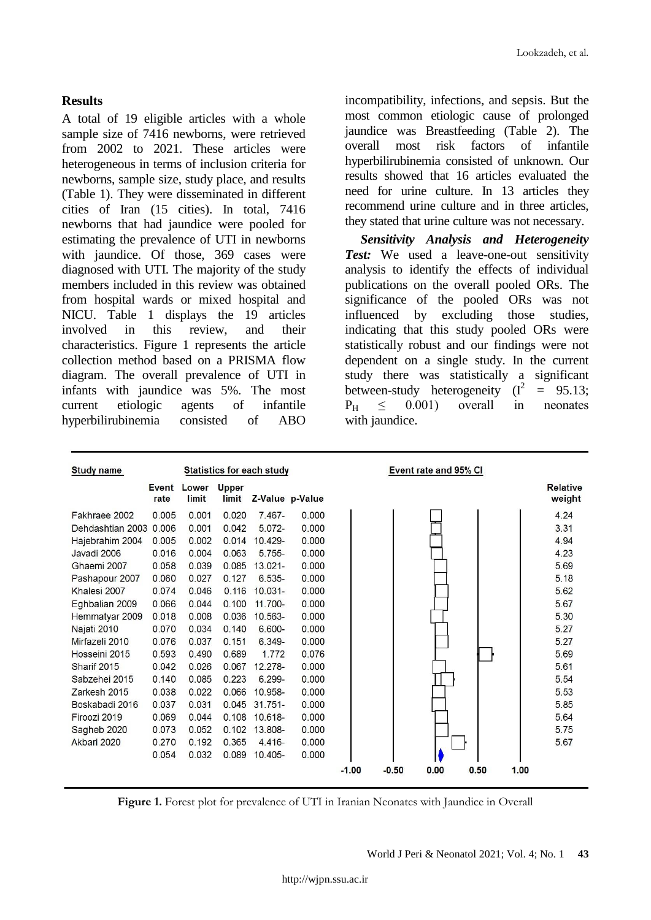## Results

A total of 19 eligible articles with a whole sample size of 7416 newborns, were retrieved from 2002 to 2021. These articles were heterogeneous in terms of inclusion criteria for newborns, sample size, study place, and results (Table 1). They were disseminated in different cities of Iran (15 cities). In total, 7416 newborns that had jaundice were pooled for estimating the prevalence of UTI in newborns with jaundice. Of those, 369 cases were diagnosed with UTI. The majority of the study members included in this review was obtained from hospital wards or mixed hospital and NICU. Table 1 displays the 19 articles involved in this review, and their characteristics. Figure 1 represents the article collection method based on a PRISMA flow diagram. The overall prevalence of UTI in infants with jaundice was 5%. The most current etiologic agents of infantile hyperbilirubinemia consisted of ABO incompatibility, infections, and sepsis. But the most common etiologic cause of prolonged jaundice was Breastfeeding (Table 2). The overall most risk factors of infantile hyperbilirubinemia consisted of unknown. Our results showed that 16 articles evaluated the need for urine culture. In 13 articles they recommend urine culture and in three articles, they stated that urine culture was not necessary.

***Sensitivity Analysis and Heterogeneity Test:*** We used a leave-one-out sensitivity analysis to identify the effects of individual publications on the overall pooled ORs. The significance of the pooled ORs was not influenced by excluding those studies, indicating that this study pooled ORs were statistically robust and our findings were not dependent on a single study. In the current study there was statistically a significant between-study heterogeneity ($I^2$ = 95.13; $P_H$ ≤ 0.001) overall in neonates with jaundice.

| Study name | Event rate | Lower limit | Upper limit | Z-Value | p-Value | Relative weight |
|---|---|---|---|---|---|---|
| Fakhraee 2002 | 0.005 | 0.001 | 0.020 | 7.467- | 0.000 | 4.24 |
| Dehdashtian 2003 | 0.006 | 0.001 | 0.042 | 5.072- | 0.000 | 3.31 |
| Hajebrahim 2004 | 0.005 | 0.002 | 0.014 | 10.429- | 0.000 | 4.94 |
| Javadi 2006 | 0.016 | 0.004 | 0.063 | 5.755- | 0.000 | 4.23 |
| Ghaemi 2007 | 0.058 | 0.039 | 0.085 | 13.021- | 0.000 | 5.69 |
| Pashapour 2007 | 0.060 | 0.027 | 0.127 | 6.535- | 0.000 | 5.18 |
| Khalesi 2007 | 0.074 | 0.046 | 0.116 | 10.031- | 0.000 | 5.62 |
| Eghbalian 2009 | 0.066 | 0.044 | 0.100 | 11.700- | 0.000 | 5.67 |
| Hemmatyar 2009 | 0.018 | 0.008 | 0.036 | 10.563- | 0.000 | 5.30 |
| Najati 2010 | 0.070 | 0.034 | 0.140 | 6.600- | 0.000 | 5.27 |
| Mirfazeli 2010 | 0.076 | 0.037 | 0.151 | 6.349- | 0.000 | 5.27 |
| Hosseini 2015 | 0.593 | 0.490 | 0.689 | 1.772 | 0.076 | 5.69 |
| Sharif 2015 | 0.042 | 0.026 | 0.067 | 12.278- | 0.000 | 5.61 |
| Sabzehei 2015 | 0.140 | 0.085 | 0.223 | 6.299- | 0.000 | 5.54 |
| Zarkesh 2015 | 0.038 | 0.022 | 0.066 | 10.958- | 0.000 | 5.53 |
| Boskabadi 2016 | 0.037 | 0.031 | 0.045 | 31.751- | 0.000 | 5.85 |
| Firoozi 2019 | 0.069 | 0.044 | 0.108 | 10.618- | 0.000 | 5.64 |
| Sagheb 2020 | 0.073 | 0.052 | 0.102 | 13.808- | 0.000 | 5.75 |
| Akbari 2020 | 0.270 | 0.192 | 0.365 | 4.416- | 0.000 | 5.67 |
| | 0.054 | 0.032 | 0.089 | 10.405- | 0.000 | |

**Figure 1.** Forest plot for prevalence of UTI in Iranian Neonates with Jaundice in Overall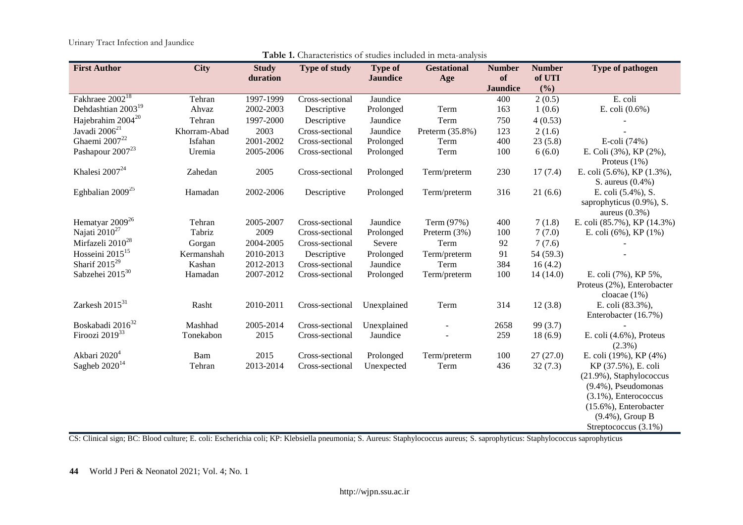**Table 1.** Characteristics of studies included in meta-analysis

| First Author | City | Study duration | Type of study | Type of Jaundice | Gestational Age | Number of Jaundice | Number of UTI (%) | Type of pathogen |
|---|---|---|---|---|---|---|---|---|
| Fakhraee 2002[18] | Tehran | 1997-1999 | Cross-sectional | Jaundice | | 400 | 2 (0.5) | E. coli |
| Dehdashtian 2003[19] | Ahvaz | 2002-2003 | Descriptive | Prolonged | Term | 163 | 1 (0.6) | E. coli (0.6%) |
| Hajebrahim 2004[20] | Tehran | 1997-2000 | Descriptive | Jaundice | Term | 750 | 4 (0.53) | - |
| Javadi 2006[21] | Khorram-Abad | 2003 | Cross-sectional | Jaundice | Preterm (35.8%) | 123 | 2 (1.6) | - |
| Ghaemi 2007[22] | Isfahan | 2001-2002 | Cross-sectional | Prolonged | Term | 400 | 23 (5.8) | E-coli (74%) |
| Pashapour 2007[23] | Uremia | 2005-2006 | Cross-sectional | Prolonged | Term | 100 | 6 (6.0) | E. Coli (3%), KP (2%), Proteus (1%) |
| Khalesi 2007[24] | Zahedan | 2005 | Cross-sectional | Prolonged | Term/preterm | 230 | 17 (7.4) | E. coli (5.6%), KP (1.3%), S. aureus (0.4%) |
| Eghbalian 2009[25] | Hamadan | 2002-2006 | Descriptive | Prolonged | Term/preterm | 316 | 21 (6.6) | E. coli (5.4%), S. saprophyticus (0.9%), S. aureus (0.3%) |
| Hematyar 2009[26] | Tehran | 2005-2007 | Cross-sectional | Jaundice | Term (97%) | 400 | 7 (1.8) | E. coli (85.7%), KP (14.3%) |
| Najati 2010[27] | Tabriz | 2009 | Cross-sectional | Prolonged | Preterm (3%) | 100 | 7 (7.0) | E. coli (6%), KP (1%) |
| Mirfazeli 2010[28] | Gorgan | 2004-2005 | Cross-sectional | Severe | Term | 92 | 7 (7.6) | - |
| Hosseini 2015[15] | Kermanshah | 2010-2013 | Descriptive | Prolonged | Term/preterm | 91 | 54 (59.3) | - |
| Sharif 2015[29] | Kashan | 2012-2013 | Cross-sectional | Jaundice | Term | 384 | 16 (4.2) | |
| Sabzehei 2015[30] | Hamadan | 2007-2012 | Cross-sectional | Prolonged | Term/preterm | 100 | 14 (14.0) | E. coli (7%), KP 5%, Proteus (2%), Enterobacter cloacae (1%) |
| Zarkesh 2015[31] | Rasht | 2010-2011 | Cross-sectional | Unexplained | Term | 314 | 12 (3.8) | E. coli (83.3%), Enterobacter (16.7%) |
| Boskabadi 2016[32] | Mashhad | 2005-2014 | Cross-sectional | Unexplained | - | 2658 | 99 (3.7) | - |
| Firoozi 2019[33] | Tonekabon | 2015 | Cross-sectional | Jaundice | - | 259 | 18 (6.9) | E. coli (4.6%), Proteus (2.3%) |
| Akbari 2020[4] | Bam | 2015 | Cross-sectional | Prolonged | Term/preterm | 100 | 27 (27.0) | E. coli (19%), KP (4%) |
| Sagheb 2020[14] | Tehran | 2013-2014 | Cross-sectional | Unexpected | Term | 436 | 32 (7.3) | KP (37.5%), E. coli (21.9%), Staphylococcus (9.4%), Pseudomonas (3.1%), Enterococcus (15.6%), Enterobacter (9.4%), Group B Streptococcus (3.1%) |

CS: Clinical sign; BC: Blood culture; E. coli: Escherichia coli; KP: Klebsiella pneumonia; S. Aureus: Staphylococcus aureus; S. saprophyticus: Staphylococcus saprophyticus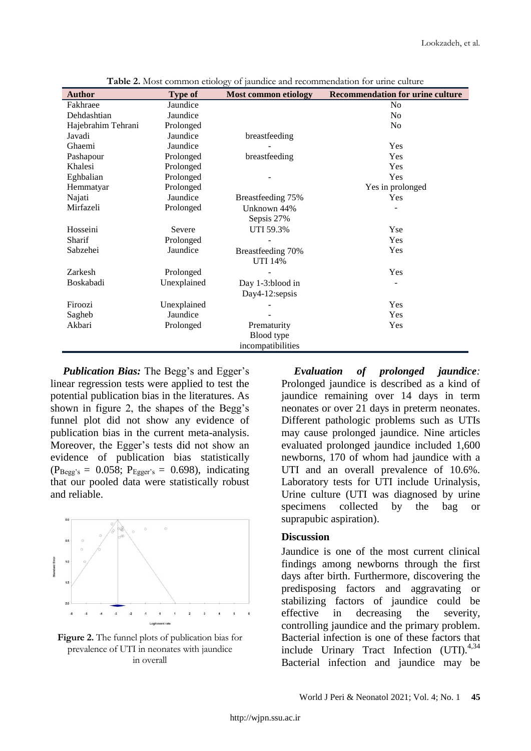**Table 2.** Most common etiology of jaundice and recommendation for urine culture

| Author | Type of | Most common etiology | Recommendation for urine culture |
|---|---|---|---|
| Fakhraee | Jaundice | | No |
| Dehdashtian | Jaundice | | No |
| Hajebrahim Tehrani | Prolonged | | No |
| Javadi | Jaundice | breastfeeding | |
| Ghaemi | Jaundice | - | Yes |
| Pashapour | Prolonged | breastfeeding | Yes |
| Khalesi | Prolonged | | Yes |
| Eghbalian | Prolonged | - | Yes |
| Hemmatyar | Prolonged | | Yes in prolonged |
| Najati | Jaundice | Breastfeeding 75% | Yes |
| Mirfazeli | Prolonged | Unknown 44% Sepsis 27% | - |
| Hosseini | Severe | UTI 59.3% | Yse |
| Sharif | Prolonged | - | Yes |
| Sabzehei | Jaundice | Breastfeeding 70% UTI 14% | Yes |
| Zarkesh | Prolonged | - | Yes |
| Boskabadi | Unexplained | Day 1-3:blood in Day4-12:sepsis | - |
| Firoozi | Unexplained | - | Yes |
| Sagheb | Jaundice | - | Yes |
| Akbari | Prolonged | Prematurity Blood type incompatibilities | Yes |

***Publication Bias:*** The Begg's and Egger's linear regression tests were applied to test the potential publication bias in the literatures. As shown in figure 2, the shapes of the Begg's funnel plot did not show any evidence of publication bias in the current meta-analysis. Moreover, the Egger's tests did not show an evidence of publication bias statistically ($P_{Begg's} = 0.058$; $P_{Egger's} = 0.698$), indicating that our pooled data were statistically robust and reliable.

**Figure 2.** The funnel plots of publication bias for prevalence of UTI in neonates with jaundice in overall

***Evaluation of prolonged jaundice:*** Prolonged jaundice is described as a kind of jaundice remaining over 14 days in term neonates or over 21 days in preterm neonates. Different pathologic problems such as UTIs may cause prolonged jaundice. Nine articles evaluated prolonged jaundice included 1,600 newborns, 170 of whom had jaundice with a UTI and an overall prevalence of 10.6%. Laboratory tests for UTI include Urinalysis, Urine culture (UTI was diagnosed by urine specimens collected by the bag or suprapubic aspiration).

## Discussion

Jaundice is one of the most current clinical findings among newborns through the first days after birth. Furthermore, discovering the predisposing factors and aggravating or stabilizing factors of jaundice could be effective in decreasing the severity, controlling jaundice and the primary problem. Bacterial infection is one of these factors that include Urinary Tract Infection (UTI).[4,34] Bacterial infection and jaundice may be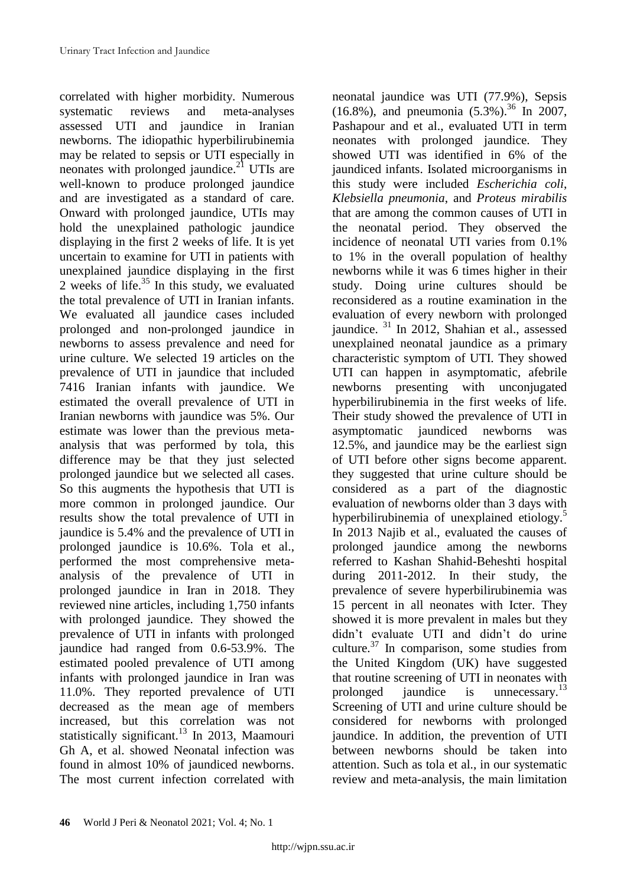correlated with higher morbidity. Numerous systematic reviews and meta-analyses assessed UTI and jaundice in Iranian newborns. The idiopathic hyperbilirubinemia may be related to sepsis or UTI especially in neonates with prolonged jaundice.[21] UTIs are well-known to produce prolonged jaundice and are investigated as a standard of care. Onward with prolonged jaundice, UTIs may hold the unexplained pathologic jaundice displaying in the first 2 weeks of life. It is yet uncertain to examine for UTI in patients with unexplained jaundice displaying in the first 2 weeks of life.[35] In this study, we evaluated the total prevalence of UTI in Iranian infants. We evaluated all jaundice cases included prolonged and non-prolonged jaundice in newborns to assess prevalence and need for urine culture. We selected 19 articles on the prevalence of UTI in jaundice that included 7416 Iranian infants with jaundice. We estimated the overall prevalence of UTI in Iranian newborns with jaundice was 5%. Our estimate was lower than the previous meta-analysis that was performed by tola, this difference may be that they just selected prolonged jaundice but we selected all cases. So this augments the hypothesis that UTI is more common in prolonged jaundice. Our results show the total prevalence of UTI in jaundice is 5.4% and the prevalence of UTI in prolonged jaundice is 10.6%. Tola et al., performed the most comprehensive meta-analysis of the prevalence of UTI in prolonged jaundice in Iran in 2018. They reviewed nine articles, including 1,750 infants with prolonged jaundice. They showed the prevalence of UTI in infants with prolonged jaundice had ranged from 0.6-53.9%. The estimated pooled prevalence of UTI among infants with prolonged jaundice in Iran was 11.0%. They reported prevalence of UTI decreased as the mean age of members increased, but this correlation was not statistically significant.[13] In 2013, Maamouri Gh A, et al. showed Neonatal infection was found in almost 10% of jaundiced newborns. The most current infection correlated with neonatal jaundice was UTI (77.9%), Sepsis (16.8%), and pneumonia (5.3%).[36] In 2007, Pashapour and et al., evaluated UTI in term neonates with prolonged jaundice. They showed UTI was identified in 6% of the jaundiced infants. Isolated microorganisms in this study were included *Escherichia coli*, *Klebsiella pneumonia*, and *Proteus mirabilis* that are among the common causes of UTI in the neonatal period. They observed the incidence of neonatal UTI varies from 0.1% to 1% in the overall population of healthy newborns while it was 6 times higher in their study. Doing urine cultures should be reconsidered as a routine examination in the evaluation of every newborn with prolonged jaundice.[31] In 2012, Shahian et al., assessed unexplained neonatal jaundice as a primary characteristic symptom of UTI. They showed UTI can happen in asymptomatic, afebrile newborns presenting with unconjugated hyperbilirubinemia in the first weeks of life. Their study showed the prevalence of UTI in asymptomatic jaundiced newborns was 12.5%, and jaundice may be the earliest sign of UTI before other signs become apparent. they suggested that urine culture should be considered as a part of the diagnostic evaluation of newborns older than 3 days with hyperbilirubinemia of unexplained etiology.[5] In 2013 Najib et al., evaluated the causes of prolonged jaundice among the newborns referred to Kashan Shahid-Beheshti hospital during 2011-2012. In their study, the prevalence of severe hyperbilirubinemia was 15 percent in all neonates with Icter. They showed it is more prevalent in males but they didn't evaluate UTI and didn't do urine culture.[37] In comparison, some studies from the United Kingdom (UK) have suggested that routine screening of UTI in neonates with prolonged jaundice is unnecessary.[13] Screening of UTI and urine culture should be considered for newborns with prolonged jaundice. In addition, the prevention of UTI between newborns should be taken into attention. Such as tola et al., in our systematic review and meta-analysis, the main limitation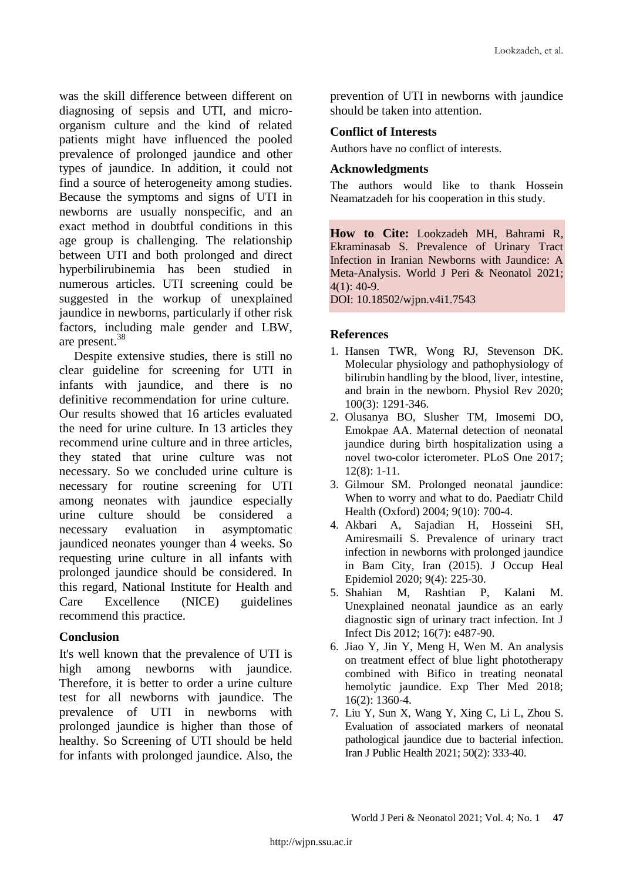was the skill difference between different on diagnosing of sepsis and UTI, and micro-organism culture and the kind of related patients might have influenced the pooled prevalence of prolonged jaundice and other types of jaundice. In addition, it could not find a source of heterogeneity among studies. Because the symptoms and signs of UTI in newborns are usually nonspecific, and an exact method in doubtful conditions in this age group is challenging. The relationship between UTI and both prolonged and direct hyperbilirubinemia has been studied in numerous articles. UTI screening could be suggested in the workup of unexplained jaundice in newborns, particularly if other risk factors, including male gender and LBW, are present.[38]

Despite extensive studies, there is still no clear guideline for screening for UTI in infants with jaundice, and there is no definitive recommendation for urine culture. Our results showed that 16 articles evaluated the need for urine culture. In 13 articles they recommend urine culture and in three articles, they stated that urine culture was not necessary. So we concluded urine culture is necessary for routine screening for UTI among neonates with jaundice especially urine culture should be considered a necessary evaluation in asymptomatic jaundiced neonates younger than 4 weeks. So requesting urine culture in all infants with prolonged jaundice should be considered. In this regard, National Institute for Health and Care Excellence (NICE) guidelines recommend this practice.

## Conclusion

It's well known that the prevalence of UTI is high among newborns with jaundice. Therefore, it is better to order a urine culture test for all newborns with jaundice. The prevalence of UTI in newborns with prolonged jaundice is higher than those of healthy. So Screening of UTI should be held for infants with prolonged jaundice. Also, the prevention of UTI in newborns with jaundice should be taken into attention.

## Conflict of Interests

Authors have no conflict of interests.

## Acknowledgments

The authors would like to thank Hossein Neamatzadeh for his cooperation in this study.

**How to Cite:** Lookzadeh MH, Bahrami R, Ekraminasab S. Prevalence of Urinary Tract Infection in Iranian Newborns with Jaundice: A Meta-Analysis. World J Peri & Neonatol 2021; 4(1): 40-9.
DOI: 10.18502/wjpn.v4i1.7543

## References

1. Hansen TWR, Wong RJ, Stevenson DK. Molecular physiology and pathophysiology of bilirubin handling by the blood, liver, intestine, and brain in the newborn. Physiol Rev 2020; 100(3): 1291-346.
2. Olusanya BO, Slusher TM, Imosemi DO, Emokpae AA. Maternal detection of neonatal jaundice during birth hospitalization using a novel two-color icterometer. PLoS One 2017; 12(8): 1-11.
3. Gilmour SM. Prolonged neonatal jaundice: When to worry and what to do. Paediatr Child Health (Oxford) 2004; 9(10): 700-4.
4. Akbari A, Sajadian H, Hosseini SH, Amiresmaili S. Prevalence of urinary tract infection in newborns with prolonged jaundice in Bam City, Iran (2015). J Occup Heal Epidemiol 2020; 9(4): 225-30.
5. Shahian M, Rashtian P, Kalani M. Unexplained neonatal jaundice as an early diagnostic sign of urinary tract infection. Int J Infect Dis 2012; 16(7): e487-90.
6. Jiao Y, Jin Y, Meng H, Wen M. An analysis on treatment effect of blue light phototherapy combined with Bifico in treating neonatal hemolytic jaundice. Exp Ther Med 2018; 16(2): 1360-4.
7. Liu Y, Sun X, Wang Y, Xing C, Li L, Zhou S. Evaluation of associated markers of neonatal pathological jaundice due to bacterial infection. Iran J Public Health 2021; 50(2): 333-40.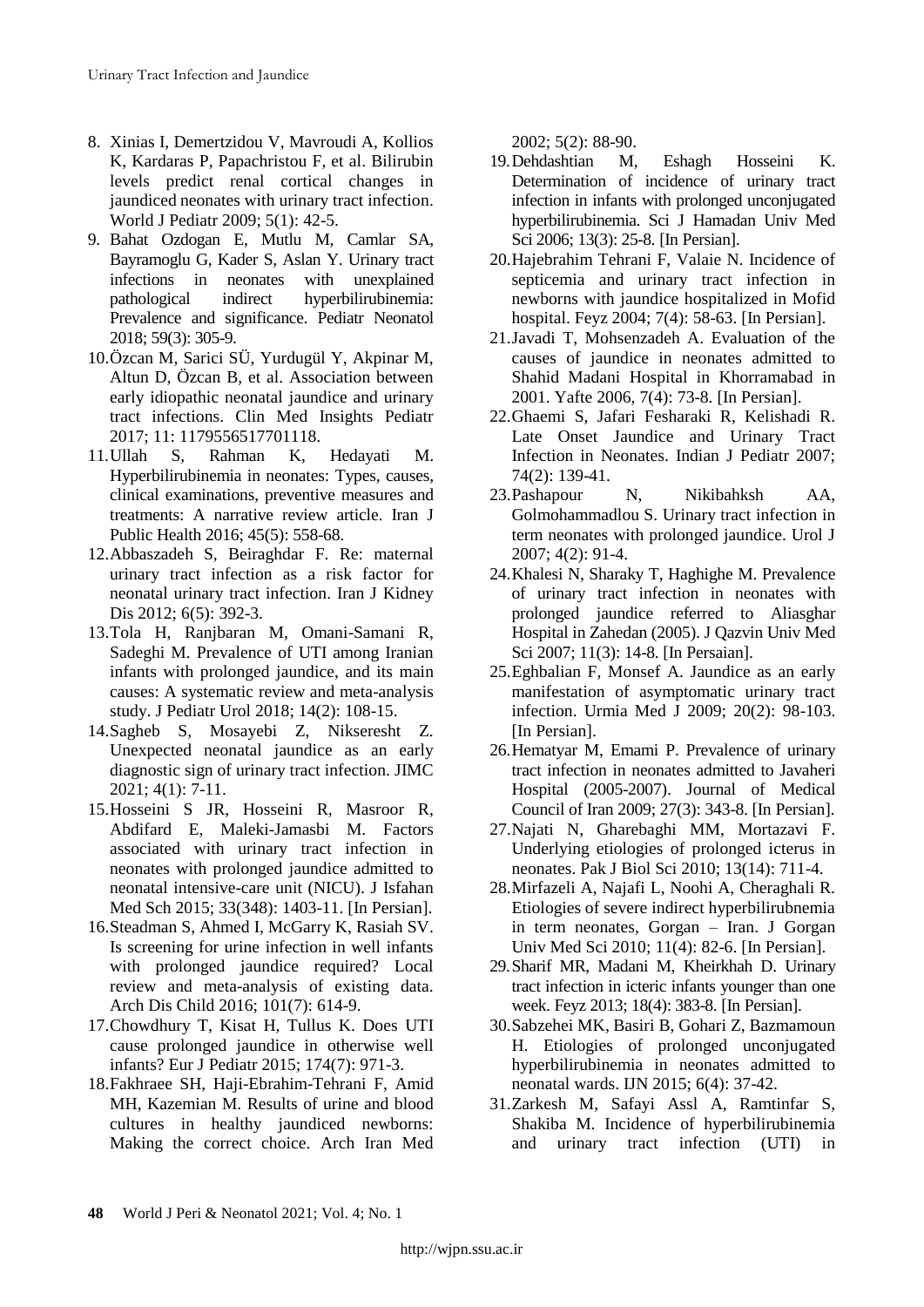8. Xinias I, Demertzidou V, Mavroudi A, Kollios K, Kardaras P, Papachristou F, et al. Bilirubin levels predict renal cortical changes in jaundiced neonates with urinary tract infection. World J Pediatr 2009; 5(1): 42-5.
9. Bahat Ozdogan E, Mutlu M, Camlar SA, Bayramoglu G, Kader S, Aslan Y. Urinary tract infections in neonates with unexplained pathological indirect hyperbilirubinemia: Prevalence and significance. Pediatr Neonatol 2018; 59(3): 305-9.
10. Özcan M, Sarici SÜ, Yurdugül Y, Akpinar M, Altun D, Özcan B, et al. Association between early idiopathic neonatal jaundice and urinary tract infections. Clin Med Insights Pediatr 2017; 11: 1179556517701118.
11. Ullah S, Rahman K, Hedayati M. Hyperbilirubinemia in neonates: Types, causes, clinical examinations, preventive measures and treatments: A narrative review article. Iran J Public Health 2016; 45(5): 558-68.
12. Abbaszadeh S, Beiraghdar F. Re: maternal urinary tract infection as a risk factor for neonatal urinary tract infection. Iran J Kidney Dis 2012; 6(5): 392-3.
13. Tola H, Ranjbaran M, Omani-Samani R, Sadeghi M. Prevalence of UTI among Iranian infants with prolonged jaundice, and its main causes: A systematic review and meta-analysis study. J Pediatr Urol 2018; 14(2): 108-15.
14. Sagheb S, Mosayebi Z, Nikseresht Z. Unexpected neonatal jaundice as an early diagnostic sign of urinary tract infection. JIMC 2021; 4(1): 7-11.
15. Hosseini S JR, Hosseini R, Masroor R, Abdifard E, Maleki-Jamasbi M. Factors associated with urinary tract infection in neonates with prolonged jaundice admitted to neonatal intensive-care unit (NICU). J Isfahan Med Sch 2015; 33(348): 1403-11. [In Persian].
16. Steadman S, Ahmed I, McGarry K, Rasiah SV. Is screening for urine infection in well infants with prolonged jaundice required? Local review and meta-analysis of existing data. Arch Dis Child 2016; 101(7): 614-9.
17. Chowdhury T, Kisat H, Tullus K. Does UTI cause prolonged jaundice in otherwise well infants? Eur J Pediatr 2015; 174(7): 971-3.
18. Fakhraee SH, Haji-Ebrahim-Tehrani F, Amid MH, Kazemian M. Results of urine and blood cultures in healthy jaundiced newborns: Making the correct choice. Arch Iran Med 2002; 5(2): 88-90.
19. Dehdashtian M, Eshagh Hosseini K. Determination of incidence of urinary tract infection in infants with prolonged unconjugated hyperbilirubinemia. Sci J Hamadan Univ Med Sci 2006; 13(3): 25-8. [In Persian].
20. Hajebrahim Tehrani F, Valaie N. Incidence of septicemia and urinary tract infection in newborns with jaundice hospitalized in Mofid hospital. Feyz 2004; 7(4): 58-63. [In Persian].
21. Javadi T, Mohsenzadeh A. Evaluation of the causes of jaundice in neonates admitted to Shahid Madani Hospital in Khorramabad in 2001. Yafte 2006, 7(4): 73-8. [In Persian].
22. Ghaemi S, Jafari Fesharaki R, Kelishadi R. Late Onset Jaundice and Urinary Tract Infection in Neonates. Indian J Pediatr 2007; 74(2): 139-41.
23. Pashapour N, Nikibahksh AA, Golmohammadlou S. Urinary tract infection in term neonates with prolonged jaundice. Urol J 2007; 4(2): 91-4.
24. Khalesi N, Sharaky T, Haghighe M. Prevalence of urinary tract infection in neonates with prolonged jaundice referred to Aliasghar Hospital in Zahedan (2005). J Qazvin Univ Med Sci 2007; 11(3): 14-8. [In Persaian].
25. Eghbalian F, Monsef A. Jaundice as an early manifestation of asymptomatic urinary tract infection. Urmia Med J 2009; 20(2): 98-103. [In Persian].
26. Hematyar M, Emami P. Prevalence of urinary tract infection in neonates admitted to Javaheri Hospital (2005-2007). Journal of Medical Council of Iran 2009; 27(3): 343-8. [In Persian].
27. Najati N, Gharebaghi MM, Mortazavi F. Underlying etiologies of prolonged icterus in neonates. Pak J Biol Sci 2010; 13(14): 711-4.
28. Mirfazeli A, Najafi L, Noohi A, Cheraghali R. Etiologies of severe indirect hyperbilirubnemia in term neonates, Gorgan – Iran. J Gorgan Univ Med Sci 2010; 11(4): 82-6. [In Persian].
29. Sharif MR, Madani M, Kheirkhah D. Urinary tract infection in icteric infants younger than one week. Feyz 2013; 18(4): 383-8. [In Persian].
30. Sabzehei MK, Basiri B, Gohari Z, Bazmamoun H. Etiologies of prolonged unconjugated hyperbilirubinemia in neonates admitted to neonatal wards. IJN 2015; 6(4): 37-42.
31. Zarkesh M, Safayi Assl A, Ramtinfar S, Shakiba M. Incidence of hyperbilirubinemia and urinary tract infection (UTI) in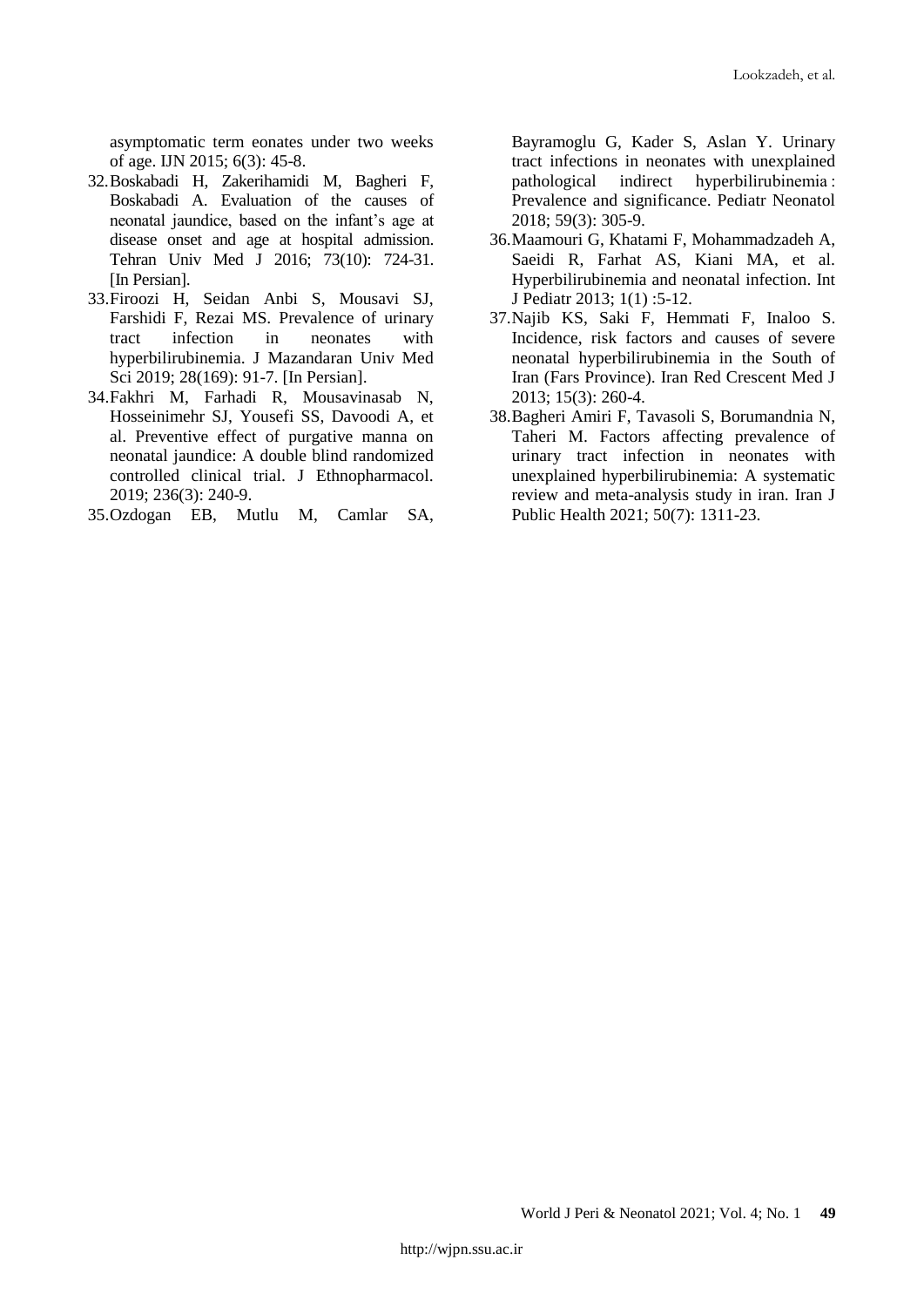asymptomatic term eonates under two weeks of age. IJN 2015; 6(3): 45-8.

32. Boskabadi H, Zakerihamidi M, Bagheri F, Boskabadi A. Evaluation of the causes of neonatal jaundice, based on the infant's age at disease onset and age at hospital admission. Tehran Univ Med J 2016; 73(10): 724-31. [In Persian].
33. Firoozi H, Seidan Anbi S, Mousavi SJ, Farshidi F, Rezai MS. Prevalence of urinary tract infection in neonates with hyperbilirubinemia. J Mazandaran Univ Med Sci 2019; 28(169): 91-7. [In Persian].
34. Fakhri M, Farhadi R, Mousavinasab N, Hosseinimehr SJ, Yousefi SS, Davoodi A, et al. Preventive effect of purgative manna on neonatal jaundice: A double blind randomized controlled clinical trial. J Ethnopharmacol. 2019; 236(3): 240-9.
35. Ozdogan EB, Mutlu M, Camlar SA, Bayramoglu G, Kader S, Aslan Y. Urinary tract infections in neonates with unexplained pathological indirect hyperbilirubinemia : Prevalence and significance. Pediatr Neonatol 2018; 59(3): 305-9.
36. Maamouri G, Khatami F, Mohammadzadeh A, Saeidi R, Farhat AS, Kiani MA, et al. Hyperbilirubinemia and neonatal infection. Int J Pediatr 2013; 1(1) :5-12.
37. Najib KS, Saki F, Hemmati F, Inaloo S. Incidence, risk factors and causes of severe neonatal hyperbilirubinemia in the South of Iran (Fars Province). Iran Red Crescent Med J 2013; 15(3): 260-4.
38. Bagheri Amiri F, Tavasoli S, Borumandnia N, Taheri M. Factors affecting prevalence of urinary tract infection in neonates with unexplained hyperbilirubinemia: A systematic review and meta-analysis study in iran. Iran J Public Health 2021; 50(7): 1311-23.